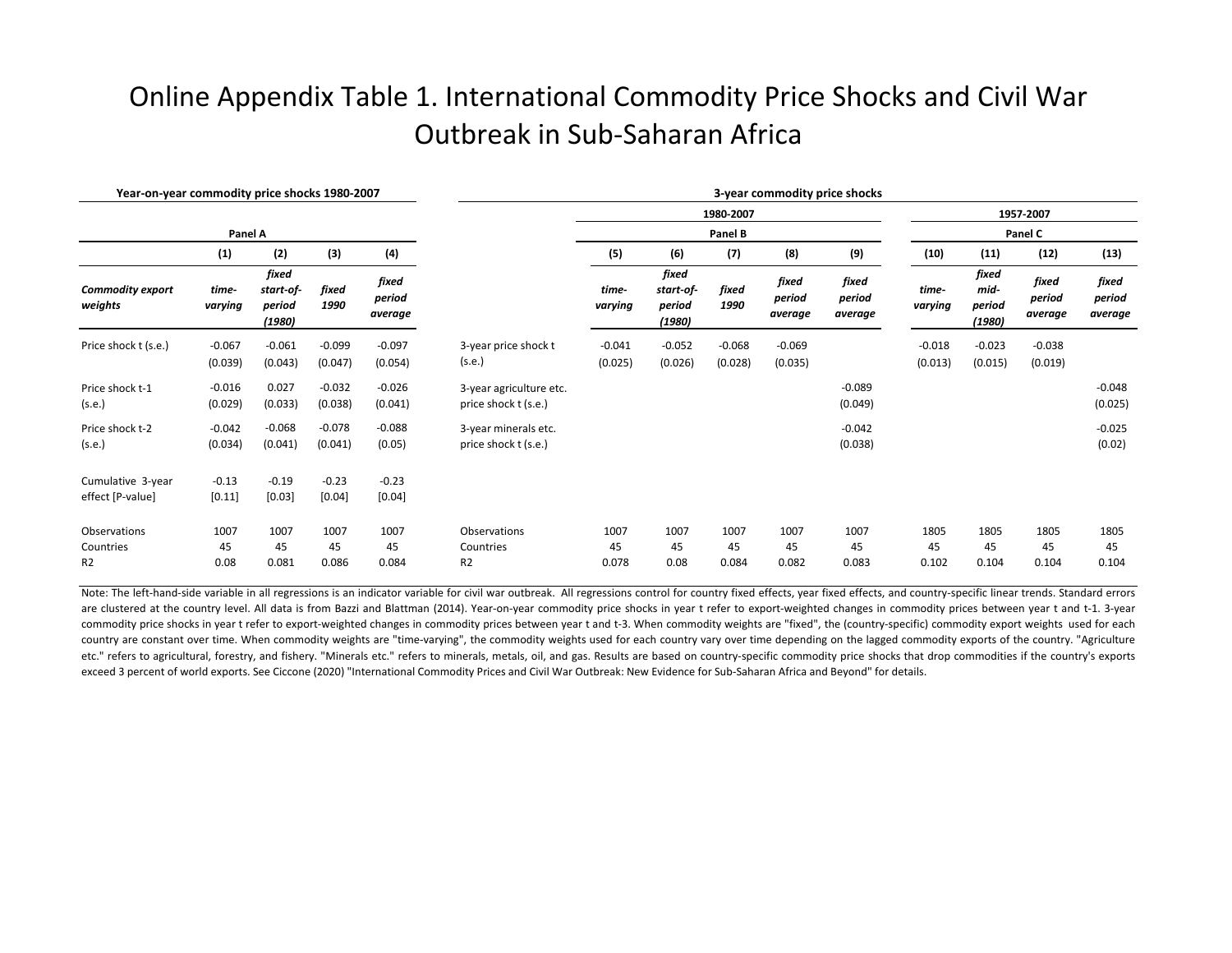# Online Appendix Table 1. International Commodity Price Shocks and Civil War Outbreak in Sub-Saharan Africa

**Year-on-year commodity price shocks 1980-2007**

| | Panel A | | | |
|---|---|---|---|---|
| | **(1)** | **(2)** | **(3)** | **(4)** |
| ***Commodity export weights*** | ***time-varying*** | ***fixed start-of-period (1980)*** | ***fixed 1990*** | ***fixed period average*** |
| Price shock t (s.e.) | -0.067 | -0.061 | -0.099 | -0.097 |
| | (0.039) | (0.043) | (0.047) | (0.054) |
| Price shock t-1 | -0.016 | 0.027 | -0.032 | -0.026 |
| (s.e.) | (0.029) | (0.033) | (0.038) | (0.041) |
| Price shock t-2 | -0.042 | -0.068 | -0.078 | -0.088 |
| (s.e.) | (0.034) | (0.041) | (0.041) | (0.05) |
| Cumulative 3-year effect [P-value] | -0.13 | -0.19 | -0.23 | -0.23 |
| | [0.11] | [0.03] | [0.04] | [0.04] |
| Observations | 1007 | 1007 | 1007 | 1007 |
| Countries | 45 | 45 | 45 | 45 |
| R2 | 0.08 | 0.081 | 0.086 | 0.084 |

**3-year commodity price shocks**

| | 1980-2007 | | | | | 1957-2007 | | | |
|---|---|---|---|---|---|---|---|---|---|
| | Panel B | | | | | Panel C | | | |
| | **(5)** | **(6)** | **(7)** | **(8)** | **(9)** | **(10)** | **(11)** | **(12)** | **(13)** |
| | ***time-varying*** | ***fixed start-of-period (1980)*** | ***fixed 1990*** | ***fixed period average*** | ***fixed period average*** | ***time-varying*** | ***fixed mid-period (1980)*** | ***fixed period average*** | ***fixed period average*** |
| 3-year price shock t | -0.041 | -0.052 | -0.068 | -0.069 | | -0.018 | -0.023 | -0.038 | |
| (s.e.) | (0.025) | (0.026) | (0.028) | (0.035) | | (0.013) | (0.015) | (0.019) | |
| 3-year agriculture etc. | | | | | -0.089 | | | | -0.048 |
| price shock t (s.e.) | | | | | (0.049) | | | | (0.025) |
| 3-year minerals etc. | | | | | -0.042 | | | | -0.025 |
| price shock t (s.e.) | | | | | (0.038) | | | | (0.02) |
| Observations | 1007 | 1007 | 1007 | 1007 | 1007 | 1805 | 1805 | 1805 | 1805 |
| Countries | 45 | 45 | 45 | 45 | 45 | 45 | 45 | 45 | 45 |
| R2 | 0.078 | 0.08 | 0.084 | 0.082 | 0.083 | 0.102 | 0.104 | 0.104 | 0.104 |

Note: The left-hand-side variable in all regressions is an indicator variable for civil war outbreak. All regressions control for country fixed effects, year fixed effects, and country-specific linear trends. Standard errors are clustered at the country level. All data is from Bazzi and Blattman (2014). Year-on-year commodity price shocks in year t refer to export-weighted changes in commodity prices between year t and t-1. 3-year commodity price shocks in year t refer to export-weighted changes in commodity prices between year t and t-3. When commodity weights are "fixed", the (country-specific) commodity export weights used for each country are constant over time. When commodity weights are "time-varying", the commodity weights used for each country vary over time depending on the lagged commodity exports of the country. "Agriculture etc." refers to agricultural, forestry, and fishery. "Minerals etc." refers to minerals, metals, oil, and gas. Results are based on country-specific commodity price shocks that drop commodities if the country's exports exceed 3 percent of world exports. See Ciccone (2020) "International Commodity Prices and Civil War Outbreak: New Evidence for Sub-Saharan Africa and Beyond" for details.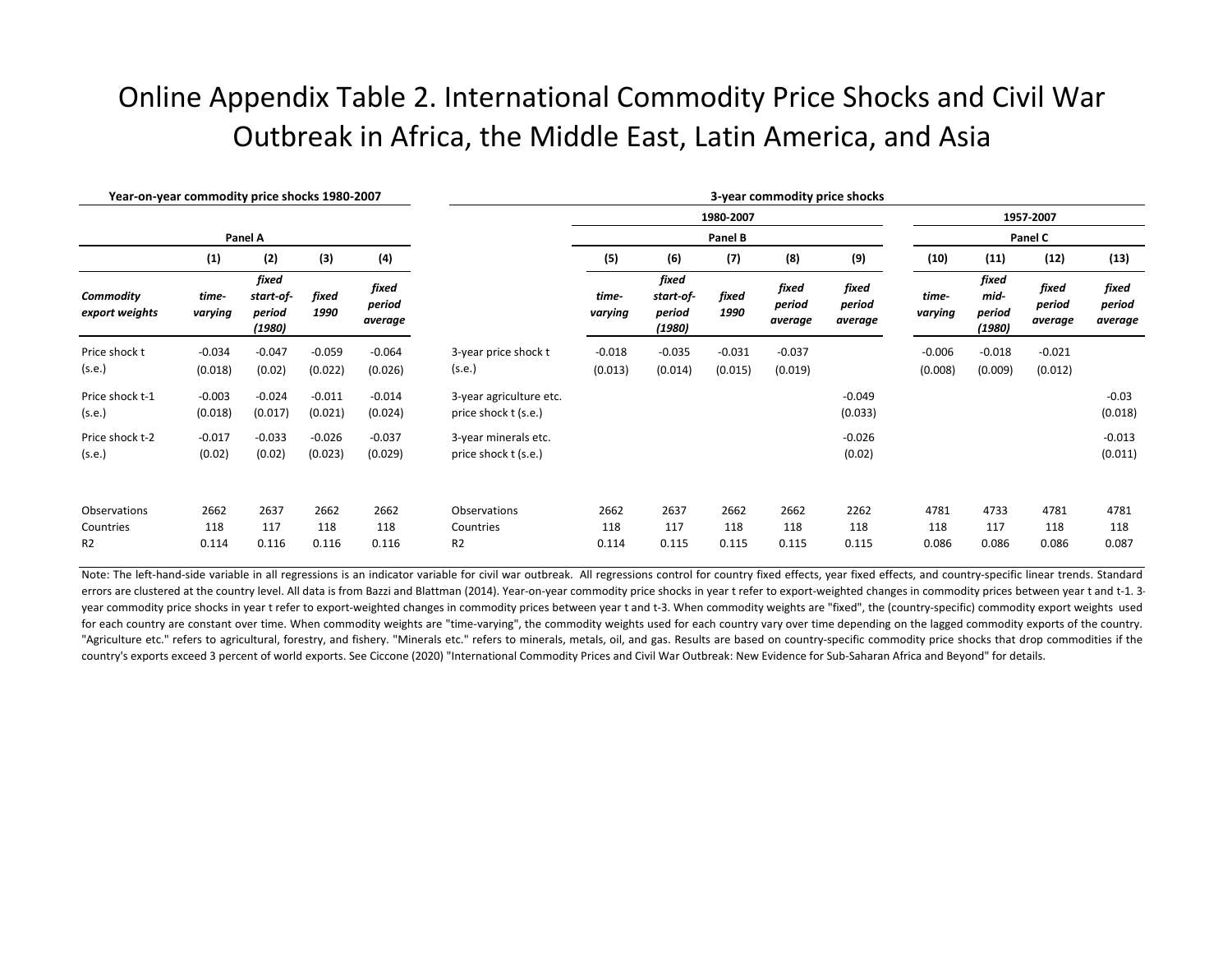# Online Appendix Table 2. International Commodity Price Shocks and Civil War Outbreak in Africa, the Middle East, Latin America, and Asia

**Year-on-year commodity price shocks 1980-2007**

| | Panel A | | | |
|---|---|---|---|---|
| | **(1)** | **(2)** | **(3)** | **(4)** |
| ***Commodity export weights*** | ***time-varying*** | ***fixed start-of-period (1980)*** | ***fixed 1990*** | ***fixed period average*** |
| Price shock t | -0.034 | -0.047 | -0.059 | -0.064 |
| (s.e.) | (0.018) | (0.02) | (0.022) | (0.026) |
| Price shock t-1 | -0.003 | -0.024 | -0.011 | -0.014 |
| (s.e.) | (0.018) | (0.017) | (0.021) | (0.024) |
| Price shock t-2 | -0.017 | -0.033 | -0.026 | -0.037 |
| (s.e.) | (0.02) | (0.02) | (0.023) | (0.029) |
| Observations | 2662 | 2637 | 2662 | 2662 |
| Countries | 118 | 117 | 118 | 118 |
| R2 | 0.114 | 0.116 | 0.116 | 0.116 |

**3-year commodity price shocks**

| | 1980-2007 | | | | | 1957-2007 | | | |
|---|---|---|---|---|---|---|---|---|---|
| | Panel B | | | | | Panel C | | | |
| | **(5)** | **(6)** | **(7)** | **(8)** | **(9)** | **(10)** | **(11)** | **(12)** | **(13)** |
| | ***time-varying*** | ***fixed start-of-period (1980)*** | ***fixed 1990*** | ***fixed period average*** | ***fixed period average*** | ***time-varying*** | ***fixed mid-period (1980)*** | ***fixed period average*** | ***fixed period average*** |
| 3-year price shock t | -0.018 | -0.035 | -0.031 | -0.037 | | -0.006 | -0.018 | -0.021 | |
| (s.e.) | (0.013) | (0.014) | (0.015) | (0.019) | | (0.008) | (0.009) | (0.012) | |
| 3-year agriculture etc. price shock t (s.e.) | | | | | -0.049 (0.033) | | | | -0.03 (0.018) |
| 3-year minerals etc. price shock t (s.e.) | | | | | -0.026 (0.02) | | | | -0.013 (0.011) |
| Observations | 2662 | 2637 | 2662 | 2662 | 2262 | 4781 | 4733 | 4781 | 4781 |
| Countries | 118 | 117 | 118 | 118 | 118 | 118 | 117 | 118 | 118 |
| R2 | 0.114 | 0.115 | 0.115 | 0.115 | 0.115 | 0.086 | 0.086 | 0.086 | 0.087 |

Note: The left-hand-side variable in all regressions is an indicator variable for civil war outbreak. All regressions control for country fixed effects, year fixed effects, and country-specific linear trends. Standard errors are clustered at the country level. All data is from Bazzi and Blattman (2014). Year-on-year commodity price shocks in year t refer to export-weighted changes in commodity prices between year t and t-1. 3-year commodity price shocks in year t refer to export-weighted changes in commodity prices between year t and t-3. When commodity weights are "fixed", the (country-specific) commodity export weights used for each country are constant over time. When commodity weights are "time-varying", the commodity weights used for each country vary over time depending on the lagged commodity exports of the country. "Agriculture etc." refers to agricultural, forestry, and fishery. "Minerals etc." refers to minerals, metals, oil, and gas. Results are based on country-specific commodity price shocks that drop commodities if the country's exports exceed 3 percent of world exports. See Ciccone (2020) "International Commodity Prices and Civil War Outbreak: New Evidence for Sub-Saharan Africa and Beyond" for details.